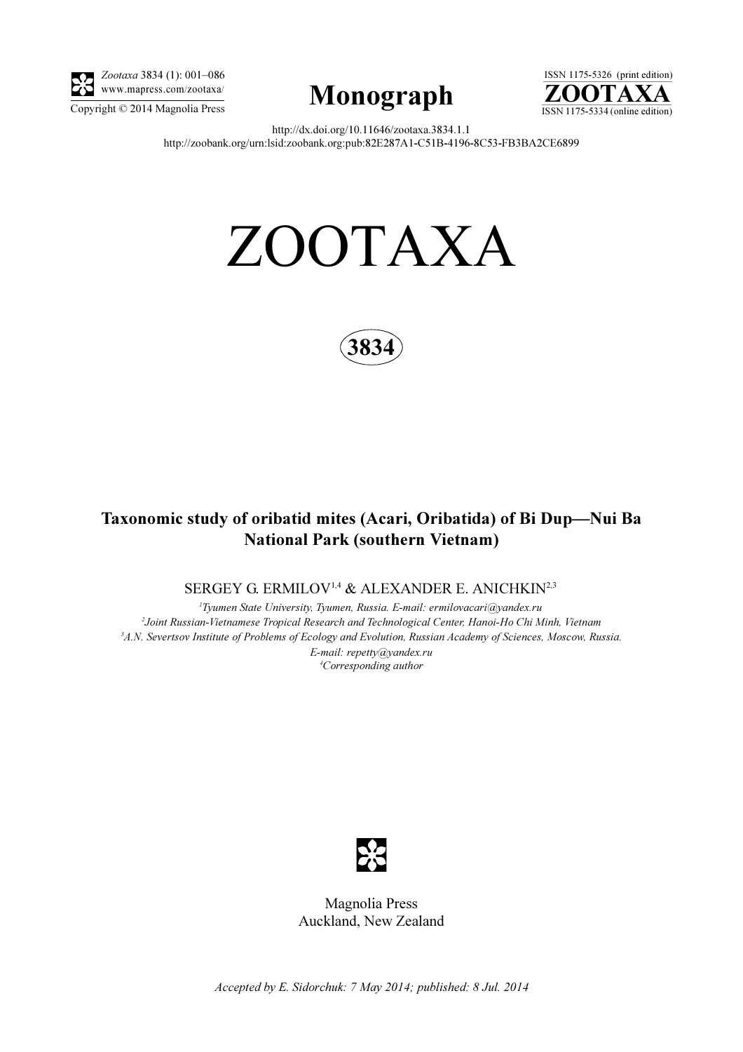http://dx.doi.org/10.11646/zootaxa.3834.1.1

http://zoobank.org/urn:lsid:zoobank.org:pub:82E287A1-C51B-4196-8C53-FB3BA2CE6899

# ZOOTAXA

**3834**

## Taxonomic study of oribatid mites (Acari, Oribatida) of Bi Dup—Nui Ba National Park (southern Vietnam)

SERGEY G. ERMILOV[1,4] & ALEXANDER E. ANICHKIN[2,3]

*[1]Tyumen State University, Tyumen, Russia. E-mail: ermilovacari@yandex.ru*

*[2]Joint Russian-Vietnamese Tropical Research and Technological Center, Hanoi-Ho Chi Minh, Vietnam*

*[3]A.N. Severtsov Institute of Problems of Ecology and Evolution, Russian Academy of Sciences, Moscow, Russia. E-mail: repetty@yandex.ru*

*[4]Corresponding author*

Magnolia Press
Auckland, New Zealand

*Accepted by E. Sidorchuk: 7 May 2014; published: 8 Jul. 2014*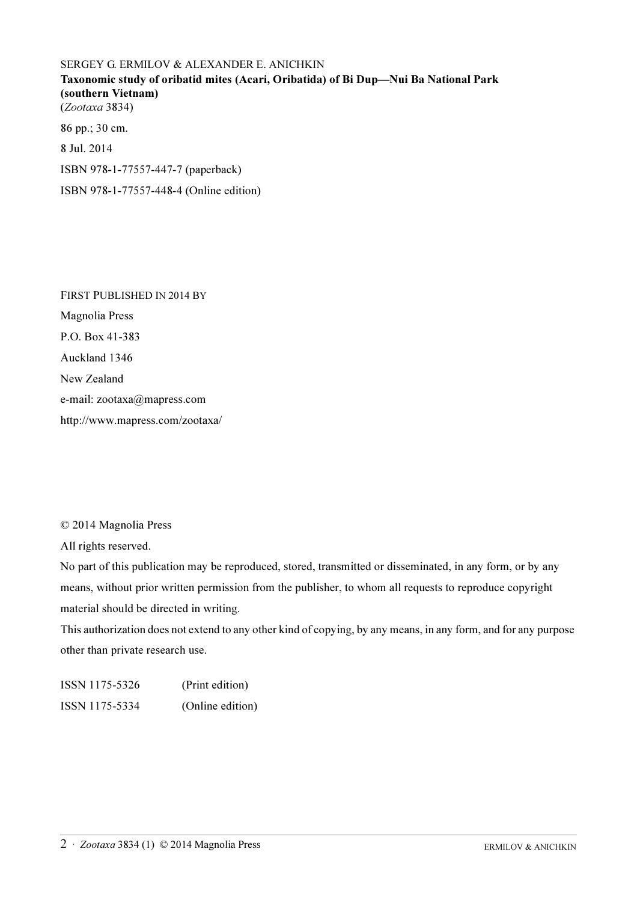SERGEY G. ERMILOV & ALEXANDER E. ANICHKIN

**Taxonomic study of oribatid mites (Acari, Oribatida) of Bi Dup—Nui Ba National Park (southern Vietnam)**

(*Zootaxa* 3834)

86 pp.; 30 cm.

8 Jul. 2014

ISBN 978-1-77557-447-7 (paperback)

ISBN 978-1-77557-448-4 (Online edition)

FIRST PUBLISHED IN 2014 BY

Magnolia Press

P.O. Box 41-383

Auckland 1346

New Zealand

e-mail: zootaxa@mapress.com

http://www.mapress.com/zootaxa/

© 2014 Magnolia Press

All rights reserved.

No part of this publication may be reproduced, stored, transmitted or disseminated, in any form, or by any means, without prior written permission from the publisher, to whom all requests to reproduce copyright material should be directed in writing.

This authorization does not extend to any other kind of copying, by any means, in any form, and for any purpose other than private research use.

ISSN 1175-5326 (Print edition)

ISSN 1175-5334 (Online edition)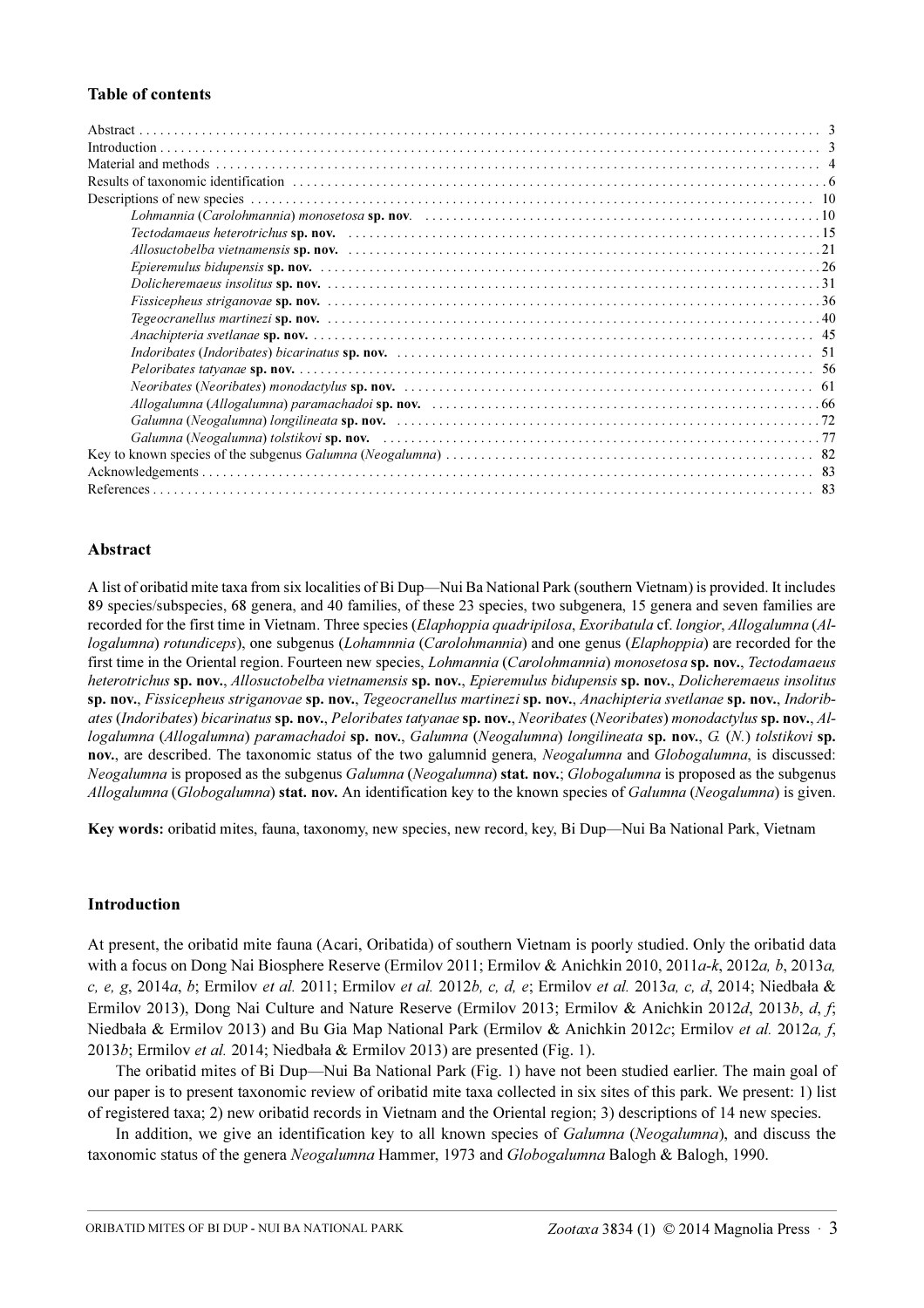### Table of contents

Abstract . . . 3
Introduction . . . 3
Material and methods . . . 4
Results of taxonomic identification . . . 6
Descriptions of new species . . . 10
- *Lohmannia* (*Carolohmannia*) *monosetosa* **sp. nov**. . . . 10
- *Tectodamaeus heterotrichus* **sp. nov.** . . . 15
- *Allosuctobelba vietnamensis* **sp. nov.** . . . 21
- *Epieremulus bidupensis* **sp. nov.** . . . 26
- *Dolicheremaeus insolitus* **sp. nov.** . . . 31
- *Fissicepheus striganovae* **sp. nov.** . . . 36
- *Tegeocranellus martinezi* **sp. nov.** . . . 40
- *Anachipteria svetlanae* **sp. nov.** . . . 45
- *Indoribates* (*Indoribates*) *bicarinatus* **sp. nov.** . . . 51
- *Peloribates tatyanae* **sp. nov.** . . . 56
- *Neoribates* (*Neoribates*) *monodactylus* **sp. nov.** . . . 61
- *Allogalumna* (*Allogalumna*) *paramachadoi* **sp. nov.** . . . 66
- *Galumna* (*Neogalumna*) *longilineata* **sp. nov.** . . . 72
- *Galumna* (*Neogalumna*) *tolstikovi* **sp. nov.** . . . 77

Key to known species of the subgenus *Galumna* (*Neogalumna*) . . . 82
Acknowledgements . . . 83
References . . . 83

### Abstract

A list of oribatid mite taxa from six localities of Bi Dup—Nui Ba National Park (southern Vietnam) is provided. It includes 89 species/subspecies, 68 genera, and 40 families, of these 23 species, two subgenera, 15 genera and seven families are recorded for the first time in Vietnam. Three species (*Elaphoppia quadripilosa*, *Exoribatula* cf. *longior*, *Allogalumna* (*Allogalumna*) *rotundiceps*), one subgenus (*Lohamnnia* (*Carolohmannia*) and one genus (*Elaphoppia*) are recorded for the first time in the Oriental region. Fourteen new species, *Lohmannia* (*Carolohmannia*) *monosetosa* **sp. nov.**, *Tectodamaeus heterotrichus* **sp. nov.**, *Allosuctobelba vietnamensis* **sp. nov.**, *Epieremulus bidupensis* **sp. nov.**, *Dolicheremaeus insolitus* **sp. nov.**, *Fissicepheus striganovae* **sp. nov.**, *Tegeocranellus martinezi* **sp. nov.**, *Anachipteria svetlanae* **sp. nov.**, *Indoribates* (*Indoribates*) *bicarinatus* **sp. nov.**, *Peloribates tatyanae* **sp. nov.**, *Neoribates* (*Neoribates*) *monodactylus* **sp. nov.**, *Allogalumna* (*Allogalumna*) *paramachadoi* **sp. nov.**, *Galumna* (*Neogalumna*) *longilineata* **sp. nov.**, *G.* (*N.*) *tolstikovi* **sp. nov.**, are described. The taxonomic status of the two galumnid genera, *Neogalumna* and *Globogalumna*, is discussed: *Neogalumna* is proposed as the subgenus *Galumna* (*Neogalumna*) **stat. nov.**; *Globogalumna* is proposed as the subgenus *Allogalumna* (*Globogalumna*) **stat. nov.** An identification key to the known species of *Galumna* (*Neogalumna*) is given.

**Key words:** oribatid mites, fauna, taxonomy, new species, new record, key, Bi Dup—Nui Ba National Park, Vietnam

### Introduction

At present, the oribatid mite fauna (Acari, Oribatida) of southern Vietnam is poorly studied. Only the oribatid data with a focus on Dong Nai Biosphere Reserve (Ermilov 2011; Ermilov & Anichkin 2010, 2011*a-k*, 2012*a, b*, 2013*a, c, e, g*, 2014*a*, *b*; Ermilov *et al.* 2011; Ermilov *et al.* 2012*b, c, d, e*; Ermilov *et al.* 2013*a, c, d*, 2014; Niedbała & Ermilov 2013), Dong Nai Culture and Nature Reserve (Ermilov 2013; Ermilov & Anichkin 2012*d*, 2013*b*, *d*, *f*; Niedbała & Ermilov 2013) and Bu Gia Map National Park (Ermilov & Anichkin 2012*c*; Ermilov *et al.* 2012*a, f*, 2013*b*; Ermilov *et al.* 2014; Niedbała & Ermilov 2013) are presented (Fig. 1).

The oribatid mites of Bi Dup—Nui Ba National Park (Fig. 1) have not been studied earlier. The main goal of our paper is to present taxonomic review of oribatid mite taxa collected in six sites of this park. We present: 1) list of registered taxa; 2) new oribatid records in Vietnam and the Oriental region; 3) descriptions of 14 new species.

In addition, we give an identification key to all known species of *Galumna* (*Neogalumna*), and discuss the taxonomic status of the genera *Neogalumna* Hammer, 1973 and *Globogalumna* Balogh & Balogh, 1990.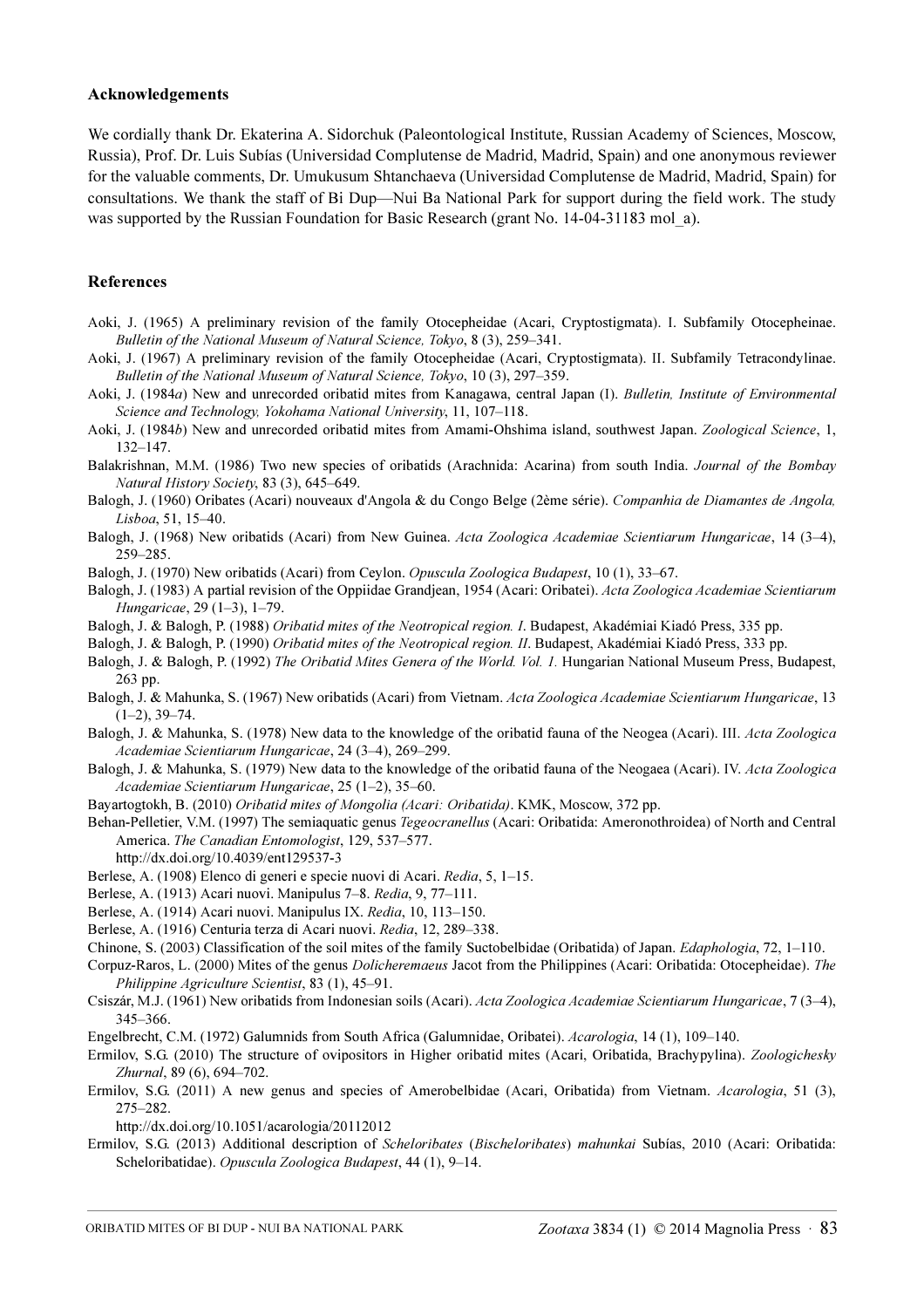## Acknowledgements

We cordially thank Dr. Ekaterina A. Sidorchuk (Paleontological Institute, Russian Academy of Sciences, Moscow, Russia), Prof. Dr. Luis Subías (Universidad Complutense de Madrid, Madrid, Spain) and one anonymous reviewer for the valuable comments, Dr. Umukusum Shtanchaeva (Universidad Complutense de Madrid, Madrid, Spain) for consultations. We thank the staff of Bi Dup—Nui Ba National Park for support during the field work. The study was supported by the Russian Foundation for Basic Research (grant No. 14-04-31183 mol_a).

## References

Aoki, J. (1965) A preliminary revision of the family Otocepheidae (Acari, Cryptostigmata). I. Subfamily Otocepheinae. *Bulletin of the National Museum of Natural Science, Tokyo*, 8 (3), 259–341.

Aoki, J. (1967) A preliminary revision of the family Otocepheidae (Acari, Cryptostigmata). II. Subfamily Tetracondylinae. *Bulletin of the National Museum of Natural Science, Tokyo*, 10 (3), 297–359.

Aoki, J. (1984*a*) New and unrecorded oribatid mites from Kanagawa, central Japan (I). *Bulletin, Institute of Environmental Science and Technology, Yokohama National University*, 11, 107–118.

Aoki, J. (1984*b*) New and unrecorded oribatid mites from Amami-Ohshima island, southwest Japan. *Zoological Science*, 1, 132–147.

Balakrishnan, M.M. (1986) Two new species of oribatids (Arachnida: Acarina) from south India. *Journal of the Bombay Natural History Society*, 83 (3), 645–649.

Balogh, J. (1960) Oribates (Acari) nouveaux d'Angola & du Congo Belge (2ème série). *Companhia de Diamantes de Angola, Lisboa*, 51, 15–40.

Balogh, J. (1968) New oribatids (Acari) from New Guinea. *Acta Zoologica Academiae Scientiarum Hungaricae*, 14 (3–4), 259–285.

Balogh, J. (1970) New oribatids (Acari) from Ceylon. *Opuscula Zoologica Budapest*, 10 (1), 33–67.

Balogh, J. (1983) A partial revision of the Oppiidae Grandjean, 1954 (Acari: Oribatei). *Acta Zoologica Academiae Scientiarum Hungaricae*, 29 (1–3), 1–79.

Balogh, J. & Balogh, P. (1988) *Oribatid mites of the Neotropical region. I*. Budapest, Akadémiai Kiadó Press, 335 pp.

Balogh, J. & Balogh, P. (1990) *Oribatid mites of the Neotropical region. II*. Budapest, Akadémiai Kiadó Press, 333 pp.

Balogh, J. & Balogh, P. (1992) *The Oribatid Mites Genera of the World. Vol. 1.* Hungarian National Museum Press, Budapest, 263 pp.

Balogh, J. & Mahunka, S. (1967) New oribatids (Acari) from Vietnam. *Acta Zoologica Academiae Scientiarum Hungaricae*, 13 (1–2), 39–74.

Balogh, J. & Mahunka, S. (1978) New data to the knowledge of the oribatid fauna of the Neogea (Acari). III. *Acta Zoologica Academiae Scientiarum Hungaricae*, 24 (3–4), 269–299.

Balogh, J. & Mahunka, S. (1979) New data to the knowledge of the oribatid fauna of the Neogaea (Acari). IV. *Acta Zoologica Academiae Scientiarum Hungaricae*, 25 (1–2), 35–60.

Bayartogtokh, B. (2010) *Oribatid mites of Mongolia (Acari: Oribatida)*. KMK, Moscow, 372 pp.

Behan-Pelletier, V.M. (1997) The semiaquatic genus *Tegeocranellus* (Acari: Oribatida: Ameronothroidea) of North and Central America. *The Canadian Entomologist*, 129, 537–577.
http://dx.doi.org/10.4039/ent129537-3

Berlese, A. (1908) Elenco di generi e specie nuovi di Acari. *Redia*, 5, 1–15.

Berlese, A. (1913) Acari nuovi. Manipulus 7–8. *Redia*, 9, 77–111.

Berlese, A. (1914) Acari nuovi. Manipulus IX. *Redia*, 10, 113–150.

Berlese, A. (1916) Centuria terza di Acari nuovi. *Redia*, 12, 289–338.

Chinone, S. (2003) Classification of the soil mites of the family Suctobelbidae (Oribatida) of Japan. *Edaphologia*, 72, 1–110.

Corpuz-Raros, L. (2000) Mites of the genus *Dolicheremaeus* Jacot from the Philippines (Acari: Oribatida: Otocepheidae). *The Philippine Agriculture Scientist*, 83 (1), 45–91.

Csiszár, M.J. (1961) New oribatids from Indonesian soils (Acari). *Acta Zoologica Academiae Scientiarum Hungaricae*, 7 (3–4), 345–366.

Engelbrecht, C.M. (1972) Galumnids from South Africa (Galumnidae, Oribatei). *Acarologia*, 14 (1), 109–140.

Ermilov, S.G. (2010) The structure of ovipositors in Higher oribatid mites (Acari, Oribatida, Brachypylina). *Zoologichesky Zhurnal*, 89 (6), 694–702.

Ermilov, S.G. (2011) A new genus and species of Amerobelbidae (Acari, Oribatida) from Vietnam. *Acarologia*, 51 (3), 275–282.
http://dx.doi.org/10.1051/acarologia/20112012

Ermilov, S.G. (2013) Additional description of *Scheloribates* (*Bischeloribates*) *mahunkai* Subías, 2010 (Acari: Oribatida: Scheloribatidae). *Opuscula Zoologica Budapest*, 44 (1), 9–14.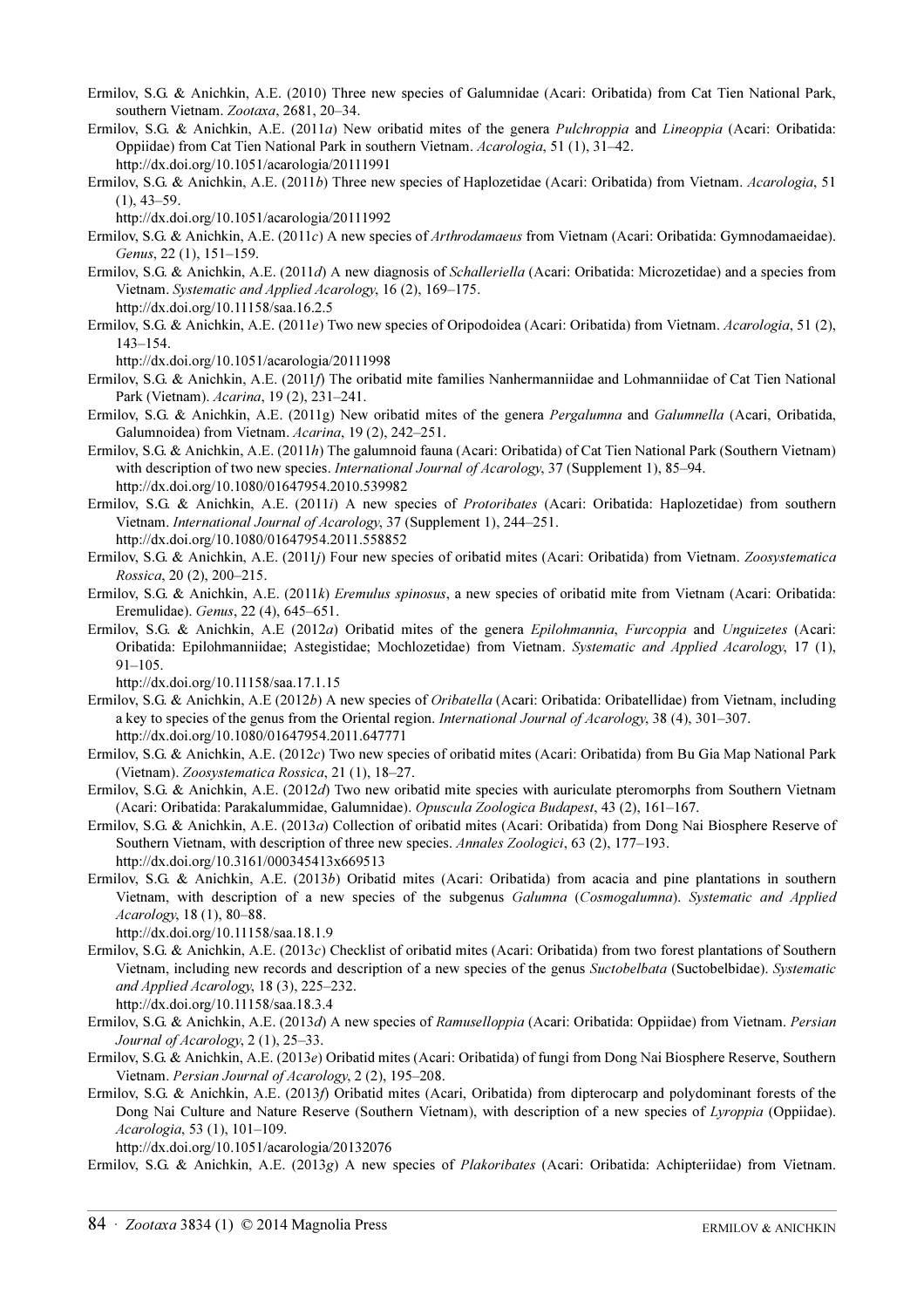Ermilov, S.G. & Anichkin, A.E. (2010) Three new species of Galumnidae (Acari: Oribatida) from Cat Tien National Park, southern Vietnam. *Zootaxa*, 2681, 20–34.

Ermilov, S.G. & Anichkin, A.E. (2011*a*) New oribatid mites of the genera *Pulchroppia* and *Lineoppia* (Acari: Oribatida: Oppiidae) from Cat Tien National Park in southern Vietnam. *Acarologia*, 51 (1), 31–42. http://dx.doi.org/10.1051/acarologia/20111991

Ermilov, S.G. & Anichkin, A.E. (2011*b*) Three new species of Haplozetidae (Acari: Oribatida) from Vietnam. *Acarologia*, 51 (1), 43–59. http://dx.doi.org/10.1051/acarologia/20111992

Ermilov, S.G. & Anichkin, A.E. (2011*c*) A new species of *Arthrodamaeus* from Vietnam (Acari: Oribatida: Gymnodamaeidae). *Genus*, 22 (1), 151–159.

Ermilov, S.G. & Anichkin, A.E. (2011*d*) A new diagnosis of *Schalleriella* (Acari: Oribatida: Microzetidae) and a species from Vietnam. *Systematic and Applied Acarology*, 16 (2), 169–175. http://dx.doi.org/10.11158/saa.16.2.5

Ermilov, S.G. & Anichkin, A.E. (2011*e*) Two new species of Oripodoidea (Acari: Oribatida) from Vietnam. *Acarologia*, 51 (2), 143–154. http://dx.doi.org/10.1051/acarologia/20111998

Ermilov, S.G. & Anichkin, A.E. (2011*f*) The oribatid mite families Nanhermanniidae and Lohmanniidae of Cat Tien National Park (Vietnam). *Acarina*, 19 (2), 231–241.

Ermilov, S.G. & Anichkin, A.E. (2011g) New oribatid mites of the genera *Pergalumna* and *Galumnella* (Acari, Oribatida, Galumnoidea) from Vietnam. *Acarina*, 19 (2), 242–251.

Ermilov, S.G. & Anichkin, A.E. (2011*h*) The galumnoid fauna (Acari: Oribatida) of Cat Tien National Park (Southern Vietnam) with description of two new species. *International Journal of Acarology*, 37 (Supplement 1), 85–94. http://dx.doi.org/10.1080/01647954.2010.539982

Ermilov, S.G. & Anichkin, A.E. (2011*i*) A new species of *Protoribates* (Acari: Oribatida: Haplozetidae) from southern Vietnam. *International Journal of Acarology*, 37 (Supplement 1), 244–251. http://dx.doi.org/10.1080/01647954.2011.558852

Ermilov, S.G. & Anichkin, A.E. (2011*j*) Four new species of oribatid mites (Acari: Oribatida) from Vietnam. *Zoosystematica Rossica*, 20 (2), 200–215.

Ermilov, S.G. & Anichkin, A.E. (2011*k*) *Eremulus spinosus*, a new species of oribatid mite from Vietnam (Acari: Oribatida: Eremulidae). *Genus*, 22 (4), 645–651.

Ermilov, S.G. & Anichkin, A.E (2012*a*) Oribatid mites of the genera *Epilohmannia*, *Furcoppia* and *Unguizetes* (Acari: Oribatida: Epilohmanniidae; Astegistidae; Mochlozetidae) from Vietnam. *Systematic and Applied Acarology*, 17 (1), 91–105. http://dx.doi.org/10.11158/saa.17.1.15

Ermilov, S.G. & Anichkin, A.E (2012*b*) A new species of *Oribatella* (Acari: Oribatida: Oribatellidae) from Vietnam, including a key to species of the genus from the Oriental region. *International Journal of Acarology*, 38 (4), 301–307. http://dx.doi.org/10.1080/01647954.2011.647771

Ermilov, S.G. & Anichkin, A.E. (2012*c*) Two new species of oribatid mites (Acari: Oribatida) from Bu Gia Map National Park (Vietnam). *Zoosystematica Rossica*, 21 (1), 18–27.

Ermilov, S.G. & Anichkin, A.E. (2012*d*) Two new oribatid mite species with auriculate pteromorphs from Southern Vietnam (Acari: Oribatida: Parakalummidae, Galumnidae). *Opuscula Zoologica Budapest*, 43 (2), 161–167.

Ermilov, S.G. & Anichkin, A.E. (2013*a*) Collection of oribatid mites (Acari: Oribatida) from Dong Nai Biosphere Reserve of Southern Vietnam, with description of three new species. *Annales Zoologici*, 63 (2), 177–193. http://dx.doi.org/10.3161/000345413x669513

Ermilov, S.G. & Anichkin, A.E. (2013*b*) Oribatid mites (Acari: Oribatida) from acacia and pine plantations in southern Vietnam, with description of a new species of the subgenus *Galumna* (*Cosmogalumna*). *Systematic and Applied Acarology*, 18 (1), 80–88. http://dx.doi.org/10.11158/saa.18.1.9

Ermilov, S.G. & Anichkin, A.E. (2013*c*) Checklist of oribatid mites (Acari: Oribatida) from two forest plantations of Southern Vietnam, including new records and description of a new species of the genus *Suctobelbata* (Suctobelbidae). *Systematic and Applied Acarology*, 18 (3), 225–232. http://dx.doi.org/10.11158/saa.18.3.4

Ermilov, S.G. & Anichkin, A.E. (2013*d*) A new species of *Ramusella* (Acari: Oribatida: Oppiidae) from Vietnam. *Persian Journal of Acarology*, 2 (1), 25–33.

Ermilov, S.G. & Anichkin, A.E. (2013*e*) Oribatid mites (Acari: Oribatida) of fungi from Dong Nai Biosphere Reserve, Southern Vietnam. *Persian Journal of Acarology*, 2 (2), 195–208.

Ermilov, S.G. & Anichkin, A.E. (2013*f*) Oribatid mites (Acari, Oribatida) from dipterocarp and polydominant forests of the Dong Nai Culture and Nature Reserve (Southern Vietnam), with description of a new species of *Lyroppia* (Oppiidae). *Acarologia*, 53 (1), 101–109. http://dx.doi.org/10.1051/acarologia/20132076

Ermilov, S.G. & Anichkin, A.E. (2013*g*) A new species of *Plakoribates* (Acari: Oribatida: Achipteriidae) from Vietnam.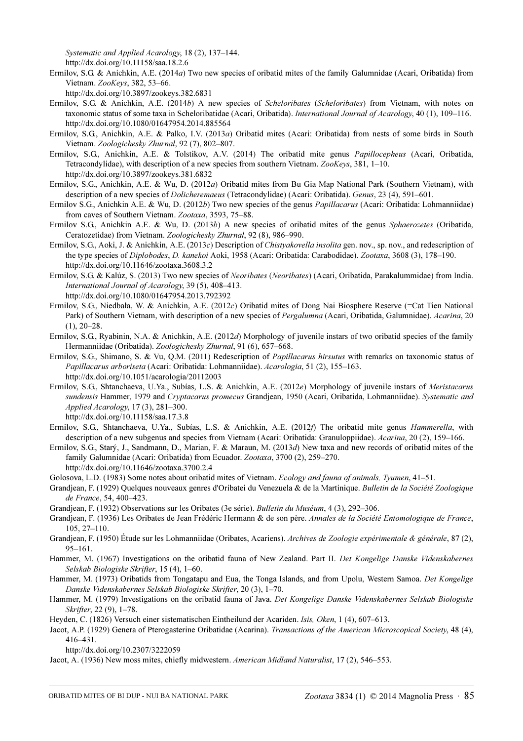*Systematic and Applied Acarology*, 18 (2), 137–144.
http://dx.doi.org/10.11158/saa.18.2.6

Ermilov, S.G. & Anichkin, A.E. (2014*a*) Two new species of oribatid mites of the family Galumnidae (Acari, Oribatida) from Vietnam. *ZooKeys*, 382, 53–66.
http://dx.doi.org/10.3897/zookeys.382.6831

Ermilov, S.G. & Anichkin, A.E. (2014*b*) A new species of *Scheloribates* (*Scheloribates*) from Vietnam, with notes on taxonomic status of some taxa in Scheloribatidae (Acari, Oribatida). *International Journal of Acarology*, 40 (1), 109–116.
http://dx.doi.org/10.1080/01647954.2014.885564

Ermilov, S.G., Anichkin, A.E. & Palko, I.V. (2013*a*) Oribatid mites (Acari: Oribatida) from nests of some birds in South Vietnam. *Zoologichesky Zhurnal*, 92 (7), 802–807.

Ermilov, S.G., Anichkin, A.E. & Tolstikov, A.V. (2014) The oribatid mite genus *Papillocepheus* (Acari, Oribatida, Tetracondylidae), with description of a new species from southern Vietnam. *ZooKeys*, 381, 1–10.
http://dx.doi.org/10.3897/zookeys.381.6832

Ermilov, S.G., Anichkin, A.E. & Wu, D. (2012*a*) Oribatid mites from Bu Gia Map National Park (Southern Vietnam), with description of a new species of *Dolicheremaeus* (Tetracondylidae) (Acari: Oribatida). *Genus*, 23 (4), 591–601.

Ermilov S.G., Anichkin A.E. & Wu, D. (2012*b*) Two new species of the genus *Papillacarus* (Acari: Oribatida: Lohmanniidae) from caves of Southern Vietnam. *Zootaxa*, 3593, 75–88.

Ermilov S.G., Anichkin A.E. & Wu, D. (2013*b*) A new species of oribatid mites of the genus *Sphaerozetes* (Oribatida, Ceratozetidae) from Vietnam. *Zoologichesky Zhurnal*, 92 (8), 986–990.

Ermilov, S.G., Aoki, J. & Anichkin, A.E. (2013*c*) Description of *Chistyakovella insolita* gen. nov., sp. nov., and redescription of the type species of *Diplobodes*, *D. kanekoi* Aoki, 1958 (Acari: Oribatida: Carabodidae). *Zootaxa*, 3608 (3), 178–190.
http://dx.doi.org/10.11646/zootaxa.3608.3.2

Ermilov, S.G. & Kalúz, S. (2013) Two new species of *Neoribates* (*Neoribates*) (Acari, Oribatida, Parakalummidae) from India. *International Journal of Acarology*, 39 (5), 408–413.
http://dx.doi.org/10.1080/01647954.2013.792392

Ermilov, S.G., Niedbała, W. & Anichkin, A.E. (2012*c*) Oribatid mites of Dong Nai Biosphere Reserve (=Cat Tien National Park) of Southern Vietnam, with description of a new species of *Pergalumna* (Acari, Oribatida, Galumnidae). *Acarina*, 20 (1), 20–28.

Ermilov, S.G., Ryabinin, N.A. & Anichkin, A.E. (2012*d*) Morphology of juvenile instars of two oribatid species of the family Hermanniidae (Oribatida). *Zoologichesky Zhurnal*, 91 (6), 657–668.

Ermilov, S.G., Shimano, S. & Vu, Q.M. (2011) Redescription of *Papillacarus hirsutus* with remarks on taxonomic status of *Papillacarus arboriseta* (Acari: Oribatida: Lohmanniidae). *Acarologia*, 51 (2), 155–163.
http://dx.doi.org/10.1051/acarologia/20112003

Ermilov, S.G., Shtanchaeva, U.Ya., Subías, L.S. & Anichkin, A.E. (2012*e*) Morphology of juvenile instars of *Meristacarus sundensis* Hammer, 1979 and *Cryptacarus promecus* Grandjean, 1950 (Acari, Oribatida, Lohmanniidae). *Systematic and Applied Acarology*, 17 (3), 281–300.
http://dx.doi.org/10.11158/saa.17.3.8

Ermilov, S.G., Shtanchaeva, U.Ya., Subías, L.S. & Anichkin, A.E. (2012*f*) The oribatid mite genus *Hammerella*, with description of a new subgenus and species from Vietnam (Acari: Oribatida: Granuloppiidae). *Acarina*, 20 (2), 159–166.

Ermilov, S.G., Starý, J., Sandmann, D., Marian, F. & Maraun, M. (2013*d*) New taxa and new records of oribatid mites of the family Galumnidae (Acari: Oribatida) from Ecuador. *Zootaxa*, 3700 (2), 259–270.
http://dx.doi.org/10.11646/zootaxa.3700.2.4

Golosova, L.D. (1983) Some notes about oribatid mites of Vietnam. *Ecology and fauna of animals, Tyumen*, 41–51.

Grandjean, F. (1929) Quelques nouveaux genres d'Oribatei du Venezuela & de la Martinique. *Bulletin de la Société Zoologique de France*, 54, 400–423.

Grandjean, F. (1932) Observations sur les Oribates (3e série). *Bulletin du Muséum*, 4 (3), 292–306.

Grandjean, F. (1936) Les Oribates de Jean Frédéric Hermann & de son père. *Annales de la Société Entomologique de France*, 105, 27–110.

Grandjean, F. (1950) Étude sur les Lohmanniidae (Oribates, Acariens). *Archives de Zoologie expérimentale & générale*, 87 (2), 95–161.

Hammer, M. (1967) Investigations on the oribatid fauna of New Zealand. Part II. *Det Kongelige Danske Videnskabernes Selskab Biologiske Skrifter*, 15 (4), 1–60.

Hammer, M. (1973) Oribatids from Tongatapu and Eua, the Tonga Islands, and from Upolu, Western Samoa. *Det Kongelige Danske Videnskabernes Selskab Biologiske Skrifter*, 20 (3), 1–70.

Hammer, M. (1979) Investigations on the oribatid fauna of Java. *Det Kongelige Danske Videnskabernes Selskab Biologiske Skrifter*, 22 (9), 1–78.

Heyden, C. (1826) Versuch einer sistematischen Eintheilund der Acariden. *Isis, Oken*, 1 (4), 607–613.

Jacot, A.P. (1929) Genera of Pterogasterine Oribatidae (Acarina). *Transactions of the American Microscopical Society*, 48 (4), 416–431.
http://dx.doi.org/10.2307/3222059

Jacot, A. (1936) New moss mites, chiefly midwestern. *American Midland Naturalist*, 17 (2), 546–553.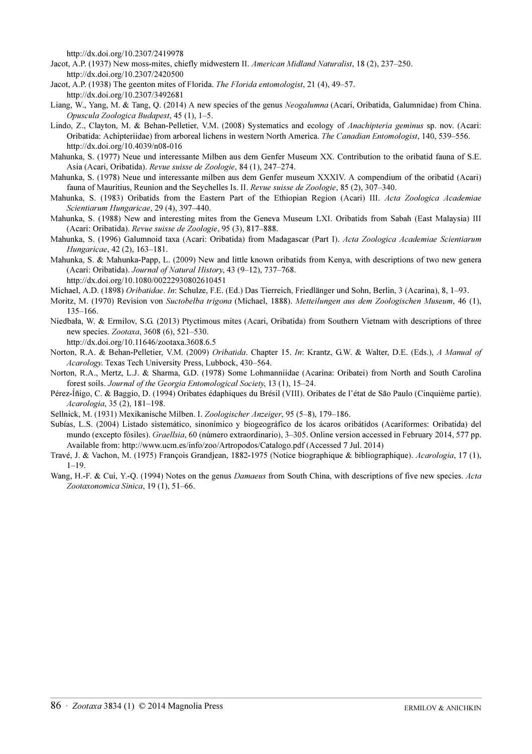http://dx.doi.org/10.2307/2419978

Jacot, A.P. (1937) New moss-mites, chiefly midwestern II. *American Midland Naturalist*, 18 (2), 237–250. http://dx.doi.org/10.2307/2420500

Jacot, A.P. (1938) The geenton mites of Florida. *The Florida entomologist*, 21 (4), 49–57. http://dx.doi.org/10.2307/3492681

Liang, W., Yang, M. & Tang, Q. (2014) A new species of the genus *Neogalumna* (Acari, Oribatida, Galumnidae) from China. *Opuscula Zoologica Budapest*, 45 (1), 1–5.

Lindo, Z., Clayton, M. & Behan-Pelletier, V.M. (2008) Systematics and ecology of *Anachipteria geminus* sp. nov. (Acari: Oribatida: Achipteriidae) from arboreal lichens in western North America. *The Canadian Entomologist*, 140, 539–556. http://dx.doi.org/10.4039/n08-016

Mahunka, S. (1977) Neue und interessante Milben aus dem Genfer Museum XX. Contribution to the oribatid fauna of S.E. Asia (Acari, Oribatida). *Revue suisse de Zoologie*, 84 (1), 247–274.

Mahunka, S. (1978) Neue und interessante milben aus dem Genfer museum XXXIV. A compendium of the oribatid (Acari) fauna of Mauritius, Reunion and the Seychelles Is. II. *Revue suisse de Zoologie*, 85 (2), 307–340.

Mahunka, S. (1983) Oribatids from the Eastern Part of the Ethiopian Region (Acari) III. *Acta Zoologica Academiae Scientiarum Hungaricae*, 29 (4), 397–440.

Mahunka, S. (1988) New and interesting mites from the Geneva Museum LXI. Oribatids from Sabah (East Malaysia) III (Acari: Oribatida). *Revue suisse de Zoologie*, 95 (3), 817–888.

Mahunka, S. (1996) Galumnoid taxa (Acari: Oribatida) from Madagascar (Part I). *Acta Zoologica Academiae Scientiarum Hungaricae*, 42 (2), 163–181.

Mahunka, S. & Mahunka-Papp, L. (2009) New and little known oribatids from Kenya, with descriptions of two new genera (Acari: Oribatida). *Journal of Natural History*, 43 (9–12), 737–768. http://dx.doi.org/10.1080/00222930802610451

Michael, A.D. (1898) *Oribatidae*. *In*: Schulze, F.E. (Ed.) Das Tierreich, Friedlänger und Sohn, Berlin, 3 (Acarina), 8, 1–93.

Moritz, M. (1970) Revision von *Suctobelba trigona* (Michael, 1888). *Meteilungen aus dem Zoologischen Museum*, 46 (1), 135–166.

Niedbała, W. & Ermilov, S.G. (2013) Ptyctimous mites (Acari, Oribatida) from Southern Vietnam with descriptions of three new species. *Zootaxa*, 3608 (6), 521–530. http://dx.doi.org/10.11646/zootaxa.3608.6.5

Norton, R.A. & Behan-Pelletier, V.M. (2009) *Oribatida*. Chapter 15. *In*: Krantz, G.W. & Walter, D.E. (Eds.), *A Manual of Acarology*. Texas Tech University Press, Lubbock, 430–564.

Norton, R.A., Mertz, L.J. & Sharma, G.D. (1978) Some Lohmanniidae (Acarina: Oribatei) from North and South Carolina forest soils. *Journal of the Georgia Entomological Society*, 13 (1), 15–24.

Pérez-Íñigo, C. & Baggio, D. (1994) Oribates édaphiques du Brésil (VIII). Oribates de l'état de São Paulo (Cinquième partie). *Acarologia*, 35 (2), 181–198.

Sellnick, M. (1931) Mexikanische Milben. I. *Zoologischer Anzeiger*, 95 (5–8), 179–186.

Subías, L.S. (2004) Listado sistemático, sinonímico y biogeográfico de los ácaros oribátidos (Acariformes: Oribatida) del mundo (excepto fósiles). *Graellsia*, 60 (número extraordinario), 3–305. Online version accessed in February 2014, 577 pp. Available from: http://www.ucm.es/info/zoo/Artropodos/Catalogo.pdf (Accessed 7 Jul. 2014)

Travé, J. & Vachon, M. (1975) François Grandjean, 1882-1975 (Notice biographique & bibliographique). *Acarologia*, 17 (1), 1–19.

Wang, H.-F. & Cui, Y.-Q. (1994) Notes on the genus *Damaeus* from South China, with descriptions of five new species. *Acta Zootaxonomica Sinica*, 19 (1), 51–66.